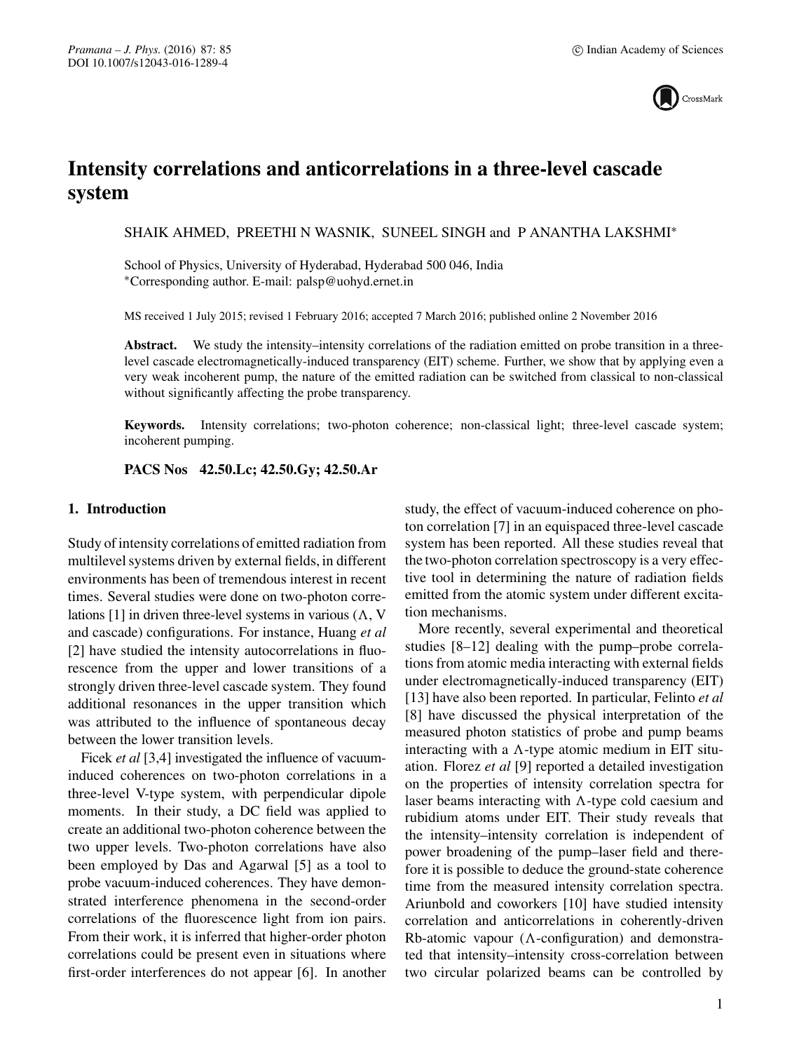# Intensity correlations and anticorrelations in a three-level cascade system

SHAIK AHMED, PREETHI N WASNIK, SUNEEL SINGH and P ANANTHA LAKSHMI*

School of Physics, University of Hyderabad, Hyderabad 500 046, India
*Corresponding author. E-mail: palsp@uohyd.ernet.in

MS received 1 July 2015; revised 1 February 2016; accepted 7 March 2016; published online 2 November 2016

**Abstract.** We study the intensity–intensity correlations of the radiation emitted on probe transition in a three-level cascade electromagnetically-induced transparency (EIT) scheme. Further, we show that by applying even a very weak incoherent pump, the nature of the emitted radiation can be switched from classical to non-classical without significantly affecting the probe transparency.

**Keywords.** Intensity correlations; two-photon coherence; non-classical light; three-level cascade system; incoherent pumping.

**PACS Nos** 42.50.Lc; 42.50.Gy; 42.50.Ar

## 1. Introduction

Study of intensity correlations of emitted radiation from multilevel systems driven by external fields, in different environments has been of tremendous interest in recent times. Several studies were done on two-photon correlations [1] in driven three-level systems in various (Λ, V and cascade) configurations. For instance, Huang *et al* [2] have studied the intensity autocorrelations in fluorescence from the upper and lower transitions of a strongly driven three-level cascade system. They found additional resonances in the upper transition which was attributed to the influence of spontaneous decay between the lower transition levels.

Ficek *et al* [3,4] investigated the influence of vacuum-induced coherences on two-photon correlations in a three-level V-type system, with perpendicular dipole moments. In their study, a DC field was applied to create an additional two-photon coherence between the two upper levels. Two-photon correlations have also been employed by Das and Agarwal [5] as a tool to probe vacuum-induced coherences. They have demonstrated interference phenomena in the second-order correlations of the fluorescence light from ion pairs. From their work, it is inferred that higher-order photon correlations could be present even in situations where first-order interferences do not appear [6]. In another study, the effect of vacuum-induced coherence on photon correlation [7] in an equispaced three-level cascade system has been reported. All these studies reveal that the two-photon correlation spectroscopy is a very effective tool in determining the nature of radiation fields emitted from the atomic system under different excitation mechanisms.

More recently, several experimental and theoretical studies [8–12] dealing with the pump–probe correlations from atomic media interacting with external fields under electromagnetically-induced transparency (EIT) [13] have also been reported. In particular, Felinto *et al* [8] have discussed the physical interpretation of the measured photon statistics of probe and pump beams interacting with a Λ-type atomic medium in EIT situation. Florez *et al* [9] reported a detailed investigation on the properties of intensity correlation spectra for laser beams interacting with Λ-type cold caesium and rubidium atoms under EIT. Their study reveals that the intensity–intensity correlation is independent of power broadening of the pump–laser field and therefore it is possible to deduce the ground-state coherence time from the measured intensity correlation spectra. Ariunbold and coworkers [10] have studied intensity correlation and anticorrelations in coherently-driven Rb-atomic vapour (Λ-configuration) and demonstrated that intensity–intensity cross-correlation between two circular polarized beams can be controlled by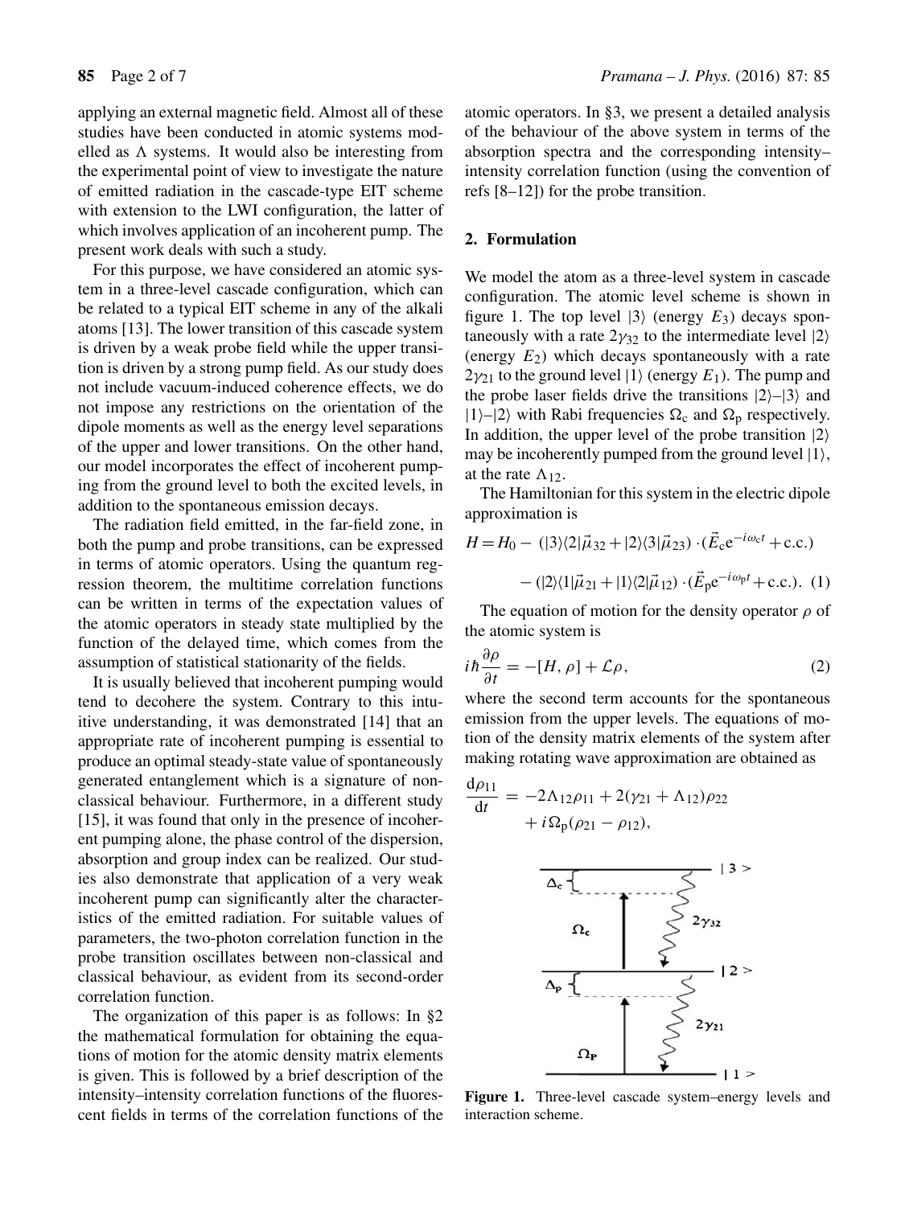applying an external magnetic field. Almost all of these studies have been conducted in atomic systems modelled as $\Lambda$ systems. It would also be interesting from the experimental point of view to investigate the nature of emitted radiation in the cascade-type EIT scheme with extension to the LWI configuration, the latter of which involves application of an incoherent pump. The present work deals with such a study.

For this purpose, we have considered an atomic system in a three-level cascade configuration, which can be related to a typical EIT scheme in any of the alkali atoms [13]. The lower transition of this cascade system is driven by a weak probe field while the upper transition is driven by a strong pump field. As our study does not include vacuum-induced coherence effects, we do not impose any restrictions on the orientation of the dipole moments as well as the energy level separations of the upper and lower transitions. On the other hand, our model incorporates the effect of incoherent pumping from the ground level to both the excited levels, in addition to the spontaneous emission decays.

The radiation field emitted, in the far-field zone, in both the pump and probe transitions, can be expressed in terms of atomic operators. Using the quantum regression theorem, the multitime correlation functions can be written in terms of the expectation values of the atomic operators in steady state multiplied by the function of the delayed time, which comes from the assumption of statistical stationarity of the fields.

It is usually believed that incoherent pumping would tend to decohere the system. Contrary to this intuitive understanding, it was demonstrated [14] that an appropriate rate of incoherent pumping is essential to produce an optimal steady-state value of spontaneously generated entanglement which is a signature of non-classical behaviour. Furthermore, in a different study [15], it was found that only in the presence of incoherent pumping alone, the phase control of the dispersion, absorption and group index can be realized. Our studies also demonstrate that application of a very weak incoherent pump can significantly alter the characteristics of the emitted radiation. For suitable values of parameters, the two-photon correlation function in the probe transition oscillates between non-classical and classical behaviour, as evident from its second-order correlation function.

The organization of this paper is as follows: In §2 the mathematical formulation for obtaining the equations of motion for the atomic density matrix elements is given. This is followed by a brief description of the intensity–intensity correlation functions of the fluorescent fields in terms of the correlation functions of the atomic operators. In §3, we present a detailed analysis of the behaviour of the above system in terms of the absorption spectra and the corresponding intensity–intensity correlation function (using the convention of refs [8–12]) for the probe transition.

## 2. Formulation

We model the atom as a three-level system in cascade configuration. The atomic level scheme is shown in figure 1. The top level $|3\rangle$ (energy $E_3$) decays spontaneously with a rate $2\gamma_{32}$ to the intermediate level $|2\rangle$ (energy $E_2$) which decays spontaneously with a rate $2\gamma_{21}$ to the ground level $|1\rangle$ (energy $E_1$). The pump and the probe laser fields drive the transitions $|2\rangle$–$|3\rangle$ and $|1\rangle$–$|2\rangle$ with Rabi frequencies $\Omega_c$ and $\Omega_p$ respectively. In addition, the upper level of the probe transition $|2\rangle$ may be incoherently pumped from the ground level $|1\rangle$, at the rate $\Lambda_{12}$.

The Hamiltonian for this system in the electric dipole approximation is

$$H = H_0 - (|3\rangle\langle 2|\vec{\mu}_{32} + |2\rangle\langle 3|\vec{\mu}_{23}) \cdot (\vec{E}_c e^{-i\omega_c t} + \text{c.c.}) - (|2\rangle\langle 1|\vec{\mu}_{21} + |1\rangle\langle 2|\vec{\mu}_{12}) \cdot (\vec{E}_p e^{-i\omega_p t} + \text{c.c.}). \quad (1)$$

The equation of motion for the density operator $\rho$ of the atomic system is

$$i\hbar \frac{\partial \rho}{\partial t} = -[H, \rho] + \mathcal{L}\rho, \quad (2)$$

where the second term accounts for the spontaneous emission from the upper levels. The equations of motion of the density matrix elements of the system after making rotating wave approximation are obtained as

$$\frac{d\rho_{11}}{dt} = -2\Lambda_{12}\rho_{11} + 2(\gamma_{21} + \Lambda_{12})\rho_{22} + i\Omega_p(\rho_{21} - \rho_{12}),$$

$|3>$
$\Delta_c$
$\Omega_c$
$2\gamma_{32}$
$|2>$
$\Delta_p$
$2\gamma_{21}$
$\Omega_P$
$|1>$

**Figure 1.** Three-level cascade system–energy levels and interaction scheme.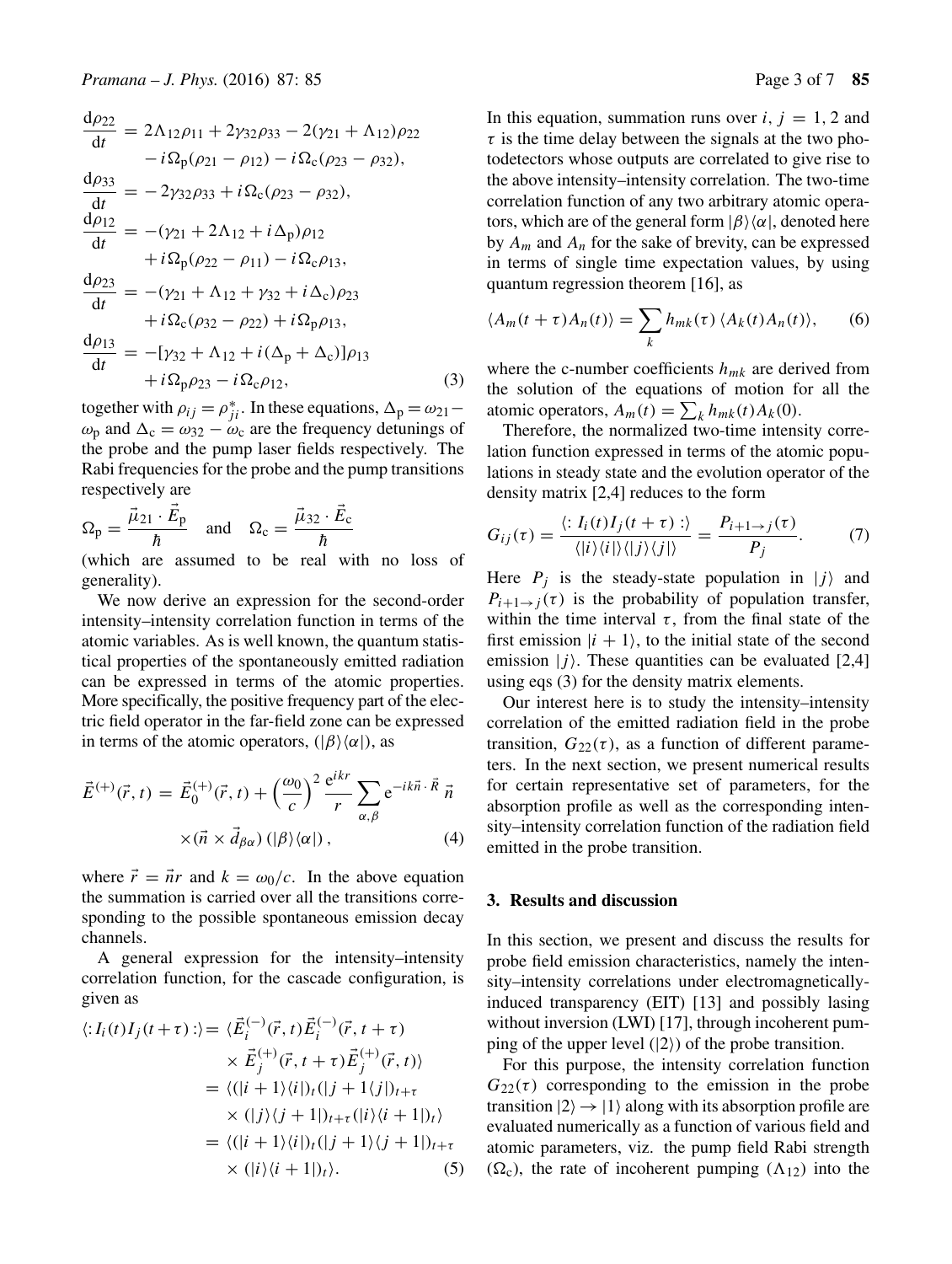$$
\begin{aligned}
\frac{\mathrm{d}\rho_{22}}{\mathrm{d}t} &= 2\Lambda_{12}\rho_{11} + 2\gamma_{32}\rho_{33} - 2(\gamma_{21} + \Lambda_{12})\rho_{22} \\
&\quad - i\Omega_{\mathrm{p}}(\rho_{21} - \rho_{12}) - i\Omega_{\mathrm{c}}(\rho_{23} - \rho_{32}), \\
\frac{\mathrm{d}\rho_{33}}{\mathrm{d}t} &= -2\gamma_{32}\rho_{33} + i\Omega_{\mathrm{c}}(\rho_{23} - \rho_{32}), \\
\frac{\mathrm{d}\rho_{12}}{\mathrm{d}t} &= -(\gamma_{21} + 2\Lambda_{12} + i\Delta_{\mathrm{p}})\rho_{12} \\
&\quad + i\Omega_{\mathrm{p}}(\rho_{22} - \rho_{11}) - i\Omega_{\mathrm{c}}\rho_{13}, \\
\frac{\mathrm{d}\rho_{23}}{\mathrm{d}t} &= -(\gamma_{21} + \Lambda_{12} + \gamma_{32} + i\Delta_{\mathrm{c}})\rho_{23} \\
&\quad + i\Omega_{\mathrm{c}}(\rho_{32} - \rho_{22}) + i\Omega_{\mathrm{p}}\rho_{13}, \\
\frac{\mathrm{d}\rho_{13}}{\mathrm{d}t} &= -[\gamma_{32} + \Lambda_{12} + i(\Delta_{\mathrm{p}} + \Delta_{\mathrm{c}})]\rho_{13} \\
&\quad + i\Omega_{\mathrm{p}}\rho_{23} - i\Omega_{\mathrm{c}}\rho_{12},
\end{aligned} \tag{3}
$$

together with $\rho_{ij} = \rho_{ji}^*$. In these equations, $\Delta_{\mathrm{p}} = \omega_{21} - \omega_{\mathrm{p}}$ and $\Delta_{\mathrm{c}} = \omega_{32} - \omega_{\mathrm{c}}$ are the frequency detunings of the probe and the pump laser fields respectively. The Rabi frequencies for the probe and the pump transitions respectively are

$$
\Omega_{\mathrm{p}} = \frac{\vec{\mu}_{21} \cdot \vec{E}_{\mathrm{p}}}{\hbar} \quad \text{and} \quad \Omega_{\mathrm{c}} = \frac{\vec{\mu}_{32} \cdot \vec{E}_{\mathrm{c}}}{\hbar}
$$

(which are assumed to be real with no loss of generality).

We now derive an expression for the second-order intensity–intensity correlation function in terms of the atomic variables. As is well known, the quantum statistical properties of the spontaneously emitted radiation can be expressed in terms of the atomic properties. More specifically, the positive frequency part of the electric field operator in the far-field zone can be expressed in terms of the atomic operators, $(|\beta\rangle\langle\alpha|)$, as

$$
\vec{E}^{(+)}(\vec{r}, t) = \vec{E}_0^{(+)}(\vec{r}, t) + \left(\frac{\omega_0}{c}\right)^2 \frac{\mathrm{e}^{ikr}}{r} \sum_{\alpha,\beta} \mathrm{e}^{-ik\vec{n}\cdot\vec{R}}\, \vec{n} \times (\vec{n} \times \vec{d}_{\beta\alpha})\, (|\beta\rangle\langle\alpha|)\,, \tag{4}
$$

where $\vec{r} = \vec{n}r$ and $k = \omega_0/c$. In the above equation the summation is carried over all the transitions corresponding to the possible spontaneous emission decay channels.

A general expression for the intensity–intensity correlation function, for the cascade configuration, is given as

$$
\begin{aligned}
\langle: I_i(t) I_j(t+\tau) :\rangle &= \langle \vec{E}_i^{(-)}(\vec{r}, t) \vec{E}_i^{(-)}(\vec{r}, t+\tau) \\
&\quad \times \vec{E}_j^{(+)}(\vec{r}, t+\tau) \vec{E}_j^{(+)}(\vec{r}, t) \rangle \\
&= \langle (|i+1\rangle\langle i|)_t (|j+1\langle j|)_{t+\tau} \\
&\quad \times (|j\rangle\langle j+1|)_{t+\tau} (|i\rangle\langle i+1|)_t \rangle \\
&= \langle (|i+1\rangle\langle i|)_t (|j+1\rangle\langle j+1|)_{t+\tau} \\
&\quad \times (|i\rangle\langle i+1|)_t \rangle.
\end{aligned} \tag{5}
$$

In this equation, summation runs over $i$, $j = 1, 2$ and $\tau$ is the time delay between the signals at the two photodetectors whose outputs are correlated to give rise to the above intensity–intensity correlation. The two-time correlation function of any two arbitrary atomic operators, which are of the general form $|\beta\rangle\langle\alpha|$, denoted here by $A_m$ and $A_n$ for the sake of brevity, can be expressed in terms of single time expectation values, by using quantum regression theorem [16], as

$$
\langle A_m(t+\tau) A_n(t) \rangle = \sum_k h_{mk}(\tau)\, \langle A_k(t) A_n(t) \rangle, \tag{6}
$$

where the c-number coefficients $h_{mk}$ are derived from the solution of the equations of motion for all the atomic operators, $A_m(t) = \sum_k h_{mk}(t) A_k(0)$.

Therefore, the normalized two-time intensity correlation function expressed in terms of the atomic populations in steady state and the evolution operator of the density matrix [2,4] reduces to the form

$$
G_{ij}(\tau) = \frac{\langle: I_i(t) I_j(t+\tau) :\rangle}{\langle |i\rangle\langle i| \rangle \langle |j\rangle\langle j| \rangle} = \frac{P_{i+1 \to j}(\tau)}{P_j}. \tag{7}
$$

Here $P_j$ is the steady-state population in $|j\rangle$ and $P_{i+1\to j}(\tau)$ is the probability of population transfer, within the time interval $\tau$, from the final state of the first emission $|i+1\rangle$, to the initial state of the second emission $|j\rangle$. These quantities can be evaluated [2,4] using eqs (3) for the density matrix elements.

Our interest here is to study the intensity–intensity correlation of the emitted radiation field in the probe transition, $G_{22}(\tau)$, as a function of different parameters. In the next section, we present numerical results for certain representative set of parameters, for the absorption profile as well as the corresponding intensity–intensity correlation function of the radiation field emitted in the probe transition.

## 3. Results and discussion

In this section, we present and discuss the results for probe field emission characteristics, namely the intensity–intensity correlations under electromagnetically-induced transparency (EIT) [13] and possibly lasing without inversion (LWI) [17], through incoherent pumping of the upper level ($|2\rangle$) of the probe transition.

For this purpose, the intensity correlation function $G_{22}(\tau)$ corresponding to the emission in the probe transition $|2\rangle \to |1\rangle$ along with its absorption profile are evaluated numerically as a function of various field and atomic parameters, viz. the pump field Rabi strength ($\Omega_{\mathrm{c}}$), the rate of incoherent pumping ($\Lambda_{12}$) into the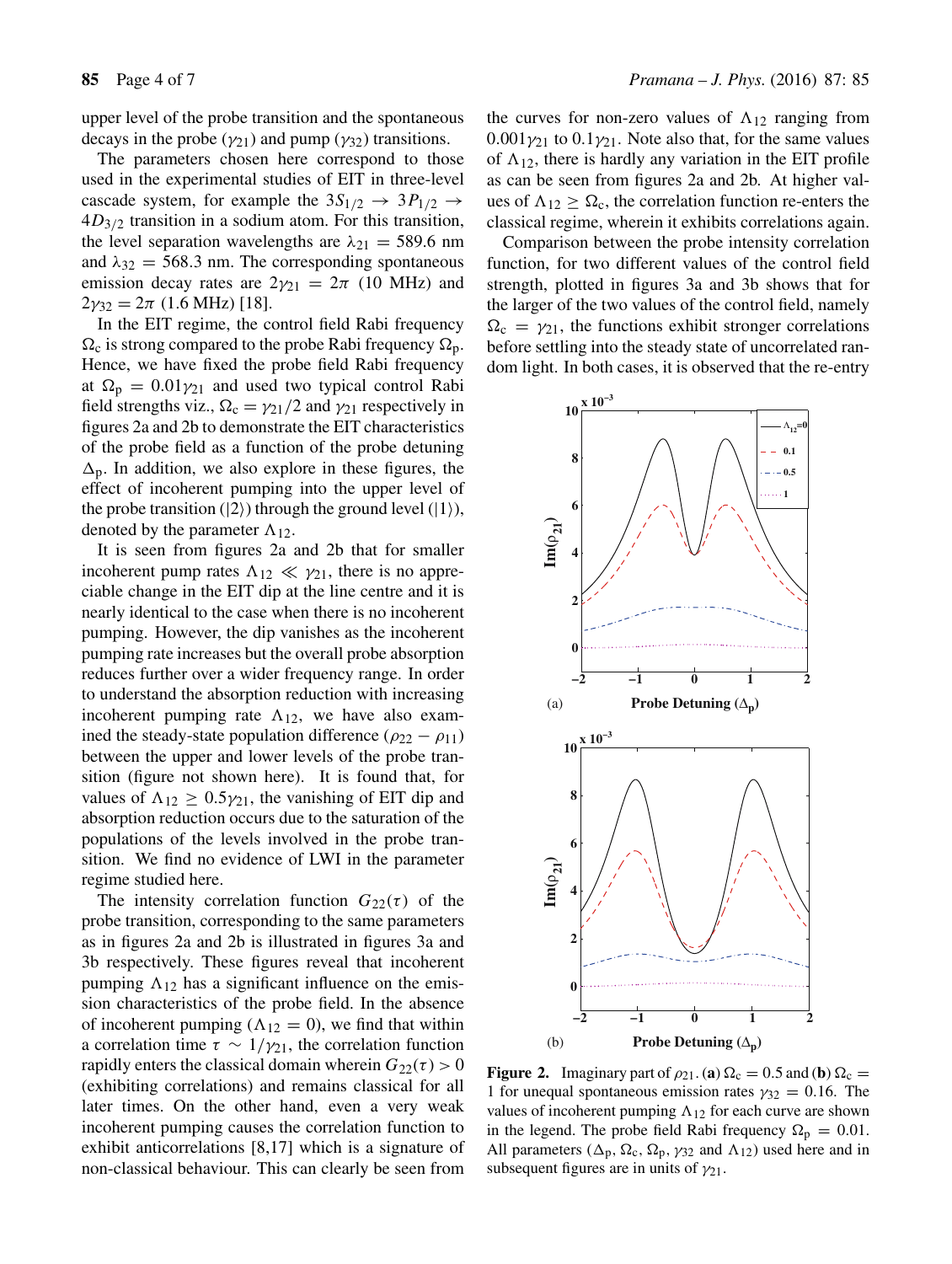upper level of the probe transition and the spontaneous decays in the probe ($\gamma_{21}$) and pump ($\gamma_{32}$) transitions.

The parameters chosen here correspond to those used in the experimental studies of EIT in three-level cascade system, for example the $3S_{1/2} \rightarrow 3P_{1/2} \rightarrow 4D_{3/2}$ transition in a sodium atom. For this transition, the level separation wavelengths are $\lambda_{21} = 589.6$ nm and $\lambda_{32} = 568.3$ nm. The corresponding spontaneous emission decay rates are $2\gamma_{21} = 2\pi$ (10 MHz) and $2\gamma_{32} = 2\pi$ (1.6 MHz) [18].

In the EIT regime, the control field Rabi frequency $\Omega_c$ is strong compared to the probe Rabi frequency $\Omega_p$. Hence, we have fixed the probe field Rabi frequency at $\Omega_p = 0.01\gamma_{21}$ and used two typical control Rabi field strengths viz., $\Omega_c = \gamma_{21}/2$ and $\gamma_{21}$ respectively in figures 2a and 2b to demonstrate the EIT characteristics of the probe field as a function of the probe detuning $\Delta_p$. In addition, we also explore in these figures, the effect of incoherent pumping into the upper level of the probe transition ($|2\rangle$) through the ground level ($|1\rangle$), denoted by the parameter $\Lambda_{12}$.

It is seen from figures 2a and 2b that for smaller incoherent pump rates $\Lambda_{12} \ll \gamma_{21}$, there is no appreciable change in the EIT dip at the line centre and it is nearly identical to the case when there is no incoherent pumping. However, the dip vanishes as the incoherent pumping rate increases but the overall probe absorption reduces further over a wider frequency range. In order to understand the absorption reduction with increasing incoherent pumping rate $\Lambda_{12}$, we have also examined the steady-state population difference ($\rho_{22} - \rho_{11}$) between the upper and lower levels of the probe transition (figure not shown here). It is found that, for values of $\Lambda_{12} \geq 0.5\gamma_{21}$, the vanishing of EIT dip and absorption reduction occurs due to the saturation of the populations of the levels involved in the probe transition. We find no evidence of LWI in the parameter regime studied here.

The intensity correlation function $G_{22}(\tau)$ of the probe transition, corresponding to the same parameters as in figures 2a and 2b is illustrated in figures 3a and 3b respectively. These figures reveal that incoherent pumping $\Lambda_{12}$ has a significant influence on the emission characteristics of the probe field. In the absence of incoherent pumping ($\Lambda_{12} = 0$), we find that within a correlation time $\tau \sim 1/\gamma_{21}$, the correlation function rapidly enters the classical domain wherein $G_{22}(\tau) > 0$ (exhibiting correlations) and remains classical for all later times. On the other hand, even a very weak incoherent pumping causes the correlation function to exhibit anticorrelations [8,17] which is a signature of non-classical behaviour. This can clearly be seen from the curves for non-zero values of $\Lambda_{12}$ ranging from $0.001\gamma_{21}$ to $0.1\gamma_{21}$. Note also that, for the same values of $\Lambda_{12}$, there is hardly any variation in the EIT profile as can be seen from figures 2a and 2b. At higher values of $\Lambda_{12} \geq \Omega_c$, the correlation function re-enters the classical regime, wherein it exhibits correlations again.

Comparison between the probe intensity correlation function, for two different values of the control field strength, plotted in figures 3a and 3b shows that for the larger of the two values of the control field, namely $\Omega_c = \gamma_{21}$, the functions exhibit stronger correlations before settling into the steady state of uncorrelated random light. In both cases, it is observed that the re-entry

**Figure 2.** Imaginary part of $\rho_{21}$. (**a**) $\Omega_c = 0.5$ and (**b**) $\Omega_c = 1$ for unequal spontaneous emission rates $\gamma_{32} = 0.16$. The values of incoherent pumping $\Lambda_{12}$ for each curve are shown in the legend. The probe field Rabi frequency $\Omega_p = 0.01$. All parameters ($\Delta_p$, $\Omega_c$, $\Omega_p$, $\gamma_{32}$ and $\Lambda_{12}$) used here and in subsequent figures are in units of $\gamma_{21}$.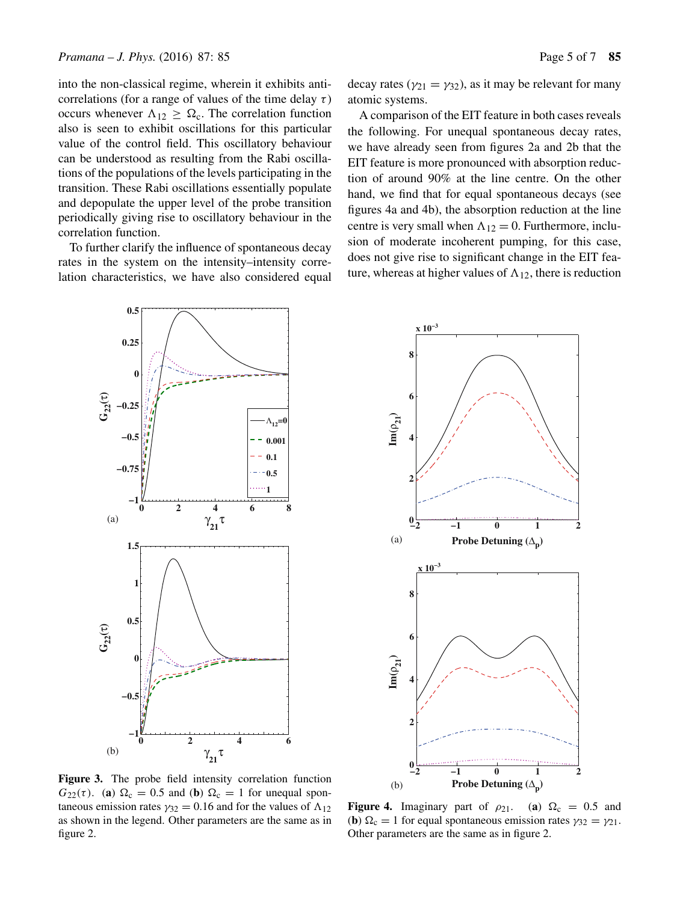into the non-classical regime, wherein it exhibits anti-correlations (for a range of values of the time delay $\tau$) occurs whenever $\Lambda_{12} \geq \Omega_c$. The correlation function also is seen to exhibit oscillations for this particular value of the control field. This oscillatory behaviour can be understood as resulting from the Rabi oscillations of the populations of the levels participating in the transition. These Rabi oscillations essentially populate and depopulate the upper level of the probe transition periodically giving rise to oscillatory behaviour in the correlation function.

To further clarify the influence of spontaneous decay rates in the system on the intensity–intensity correlation characteristics, we have also considered equal decay rates ($\gamma_{21} = \gamma_{32}$), as it may be relevant for many atomic systems.

A comparison of the EIT feature in both cases reveals the following. For unequal spontaneous decay rates, we have already seen from figures 2a and 2b that the EIT feature is more pronounced with absorption reduction of around 90% at the line centre. On the other hand, we find that for equal spontaneous decays (see figures 4a and 4b), the absorption reduction at the line centre is very small when $\Lambda_{12} = 0$. Furthermore, inclusion of moderate incoherent pumping, for this case, does not give rise to significant change in the EIT feature, whereas at higher values of $\Lambda_{12}$, there is reduction

**Figure 3.** The probe field intensity correlation function $G_{22}(\tau)$. (**a**) $\Omega_c = 0.5$ and (**b**) $\Omega_c = 1$ for unequal spontaneous emission rates $\gamma_{32} = 0.16$ and for the values of $\Lambda_{12}$ as shown in the legend. Other parameters are the same as in figure 2.

**Figure 4.** Imaginary part of $\rho_{21}$. (**a**) $\Omega_c = 0.5$ and (**b**) $\Omega_c = 1$ for equal spontaneous emission rates $\gamma_{32} = \gamma_{21}$. Other parameters are the same as in figure 2.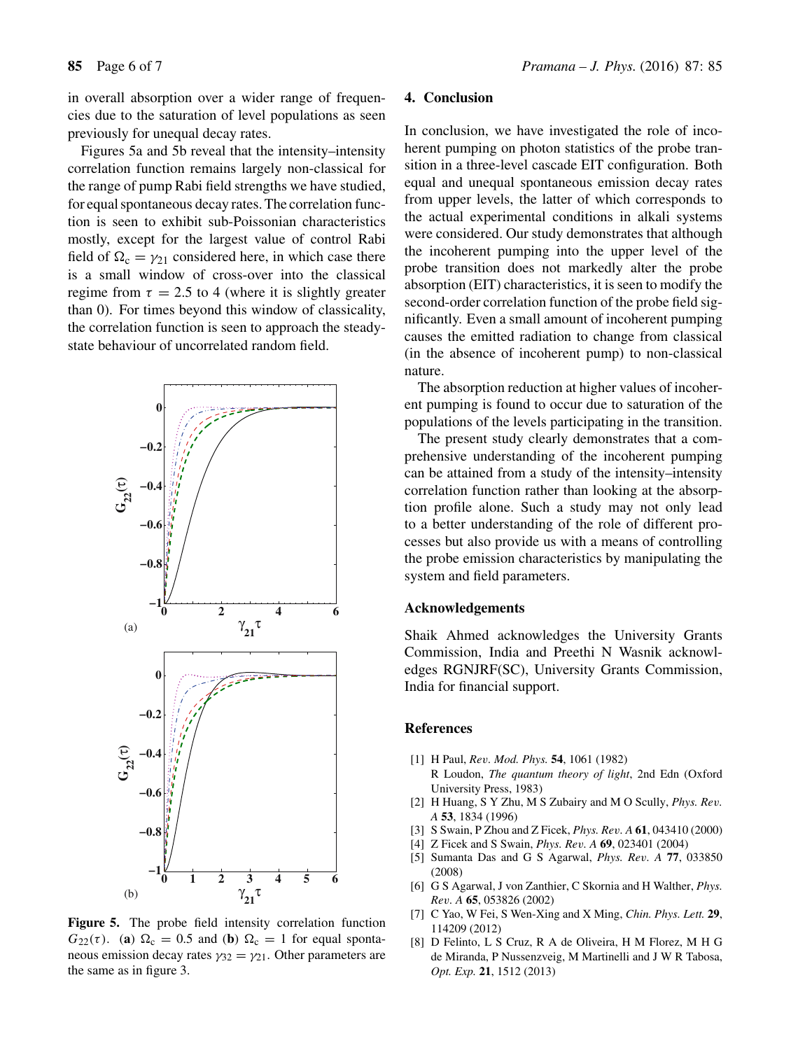in overall absorption over a wider range of frequencies due to the saturation of level populations as seen previously for unequal decay rates.

Figures 5a and 5b reveal that the intensity–intensity correlation function remains largely non-classical for the range of pump Rabi field strengths we have studied, for equal spontaneous decay rates. The correlation function is seen to exhibit sub-Poissonian characteristics mostly, except for the largest value of control Rabi field of $\Omega_c = \gamma_{21}$ considered here, in which case there is a small window of cross-over into the classical regime from $\tau = 2.5$ to 4 (where it is slightly greater than 0). For times beyond this window of classicality, the correlation function is seen to approach the steady-state behaviour of uncorrelated random field.

**Figure 5.** The probe field intensity correlation function $G_{22}(\tau)$. (**a**) $\Omega_c = 0.5$ and (**b**) $\Omega_c = 1$ for equal spontaneous emission decay rates $\gamma_{32} = \gamma_{21}$. Other parameters are the same as in figure 3.

## 4. Conclusion

In conclusion, we have investigated the role of incoherent pumping on photon statistics of the probe transition in a three-level cascade EIT configuration. Both equal and unequal spontaneous emission decay rates from upper levels, the latter of which corresponds to the actual experimental conditions in alkali systems were considered. Our study demonstrates that although the incoherent pumping into the upper level of the probe transition does not markedly alter the probe absorption (EIT) characteristics, it is seen to modify the second-order correlation function of the probe field significantly. Even a small amount of incoherent pumping causes the emitted radiation to change from classical (in the absence of incoherent pump) to non-classical nature.

The absorption reduction at higher values of incoherent pumping is found to occur due to saturation of the populations of the levels participating in the transition.

The present study clearly demonstrates that a comprehensive understanding of the incoherent pumping can be attained from a study of the intensity–intensity correlation function rather than looking at the absorption profile alone. Such a study may not only lead to a better understanding of the role of different processes but also provide us with a means of controlling the probe emission characteristics by manipulating the system and field parameters.

## Acknowledgements

Shaik Ahmed acknowledges the University Grants Commission, India and Preethi N Wasnik acknowledges RGNJRF(SC), University Grants Commission, India for financial support.

## References

[1] H Paul, *Rev. Mod. Phys.* **54**, 1061 (1982)
R Loudon, *The quantum theory of light*, 2nd Edn (Oxford University Press, 1983)

[2] H Huang, S Y Zhu, M S Zubairy and M O Scully, *Phys. Rev. A* **53**, 1834 (1996)

[3] S Swain, P Zhou and Z Ficek, *Phys. Rev. A* **61**, 043410 (2000)

[4] Z Ficek and S Swain, *Phys. Rev. A* **69**, 023401 (2004)

[5] Sumanta Das and G S Agarwal, *Phys. Rev. A* **77**, 033850 (2008)

[6] G S Agarwal, J von Zanthier, C Skornia and H Walther, *Phys. Rev. A* **65**, 053826 (2002)

[7] C Yao, W Fei, S Wen-Xing and X Ming, *Chin. Phys. Lett.* **29**, 114209 (2012)

[8] D Felinto, L S Cruz, R A de Oliveira, H M Florez, M H G de Miranda, P Nussenzveig, M Martinelli and J W R Tabosa, *Opt. Exp.* **21**, 1512 (2013)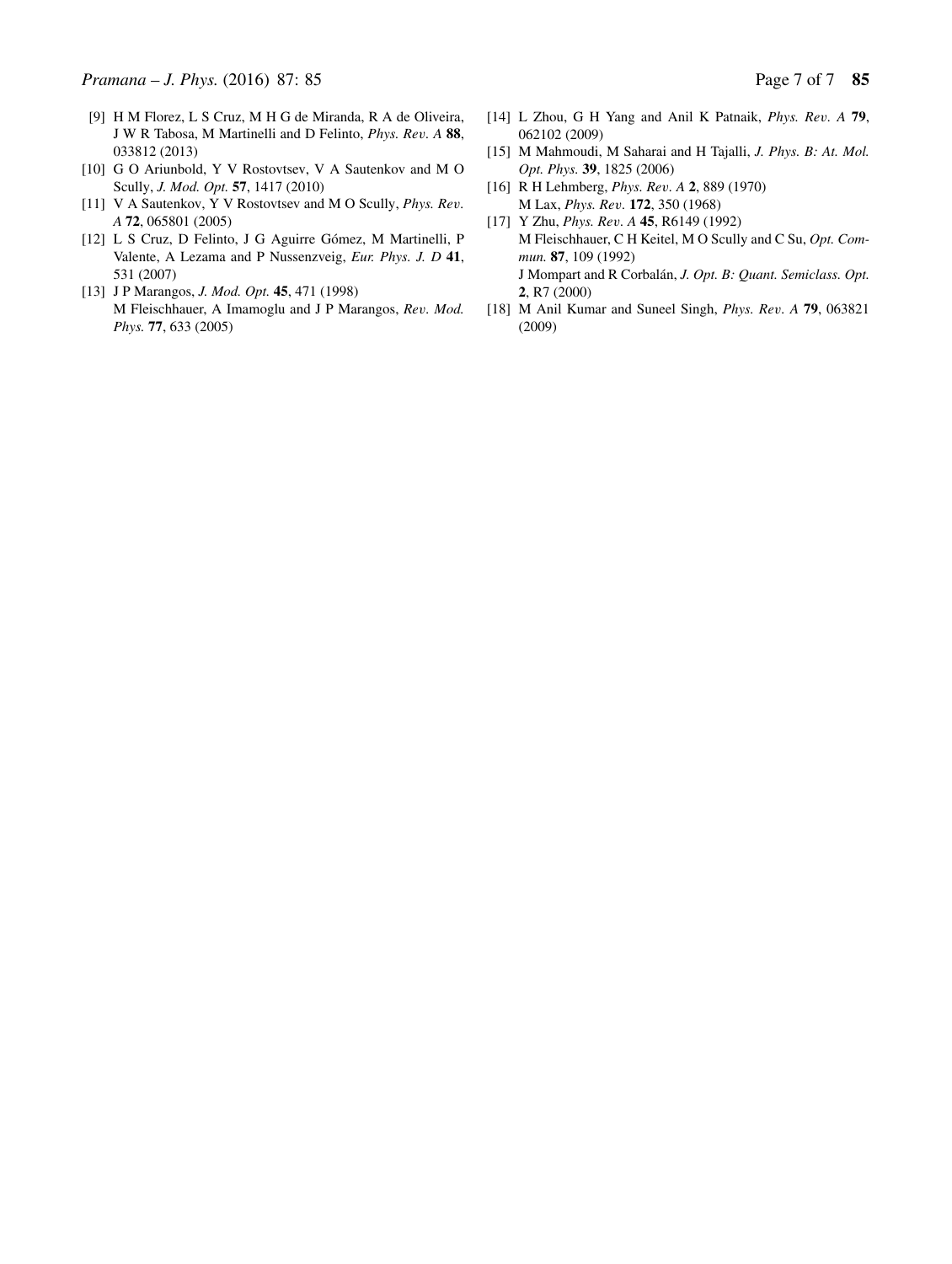[9] H M Florez, L S Cruz, M H G de Miranda, R A de Oliveira, J W R Tabosa, M Martinelli and D Felinto, *Phys. Rev. A* **88**, 033812 (2013)

[10] G O Ariunbold, Y V Rostovtsev, V A Sautenkov and M O Scully, *J. Mod. Opt.* **57**, 1417 (2010)

[11] V A Sautenkov, Y V Rostovtsev and M O Scully, *Phys. Rev. A* **72**, 065801 (2005)

[12] L S Cruz, D Felinto, J G Aguirre Gómez, M Martinelli, P Valente, A Lezama and P Nussenzveig, *Eur. Phys. J. D* **41**, 531 (2007)

[13] J P Marangos, *J. Mod. Opt.* **45**, 471 (1998)
M Fleischhauer, A Imamoglu and J P Marangos, *Rev. Mod. Phys.* **77**, 633 (2005)

[14] L Zhou, G H Yang and Anil K Patnaik, *Phys. Rev. A* **79**, 062102 (2009)

[15] M Mahmoudi, M Saharai and H Tajalli, *J. Phys. B: At. Mol. Opt. Phys.* **39**, 1825 (2006)

[16] R H Lehmberg, *Phys. Rev. A* **2**, 889 (1970)
M Lax, *Phys. Rev.* **172**, 350 (1968)

[17] Y Zhu, *Phys. Rev. A* **45**, R6149 (1992)
M Fleischhauer, C H Keitel, M O Scully and C Su, *Opt. Commun.* **87**, 109 (1992)
J Mompart and R Corbalán, *J. Opt. B: Quant. Semiclass. Opt.* **2**, R7 (2000)

[18] M Anil Kumar and Suneel Singh, *Phys. Rev. A* **79**, 063821 (2009)